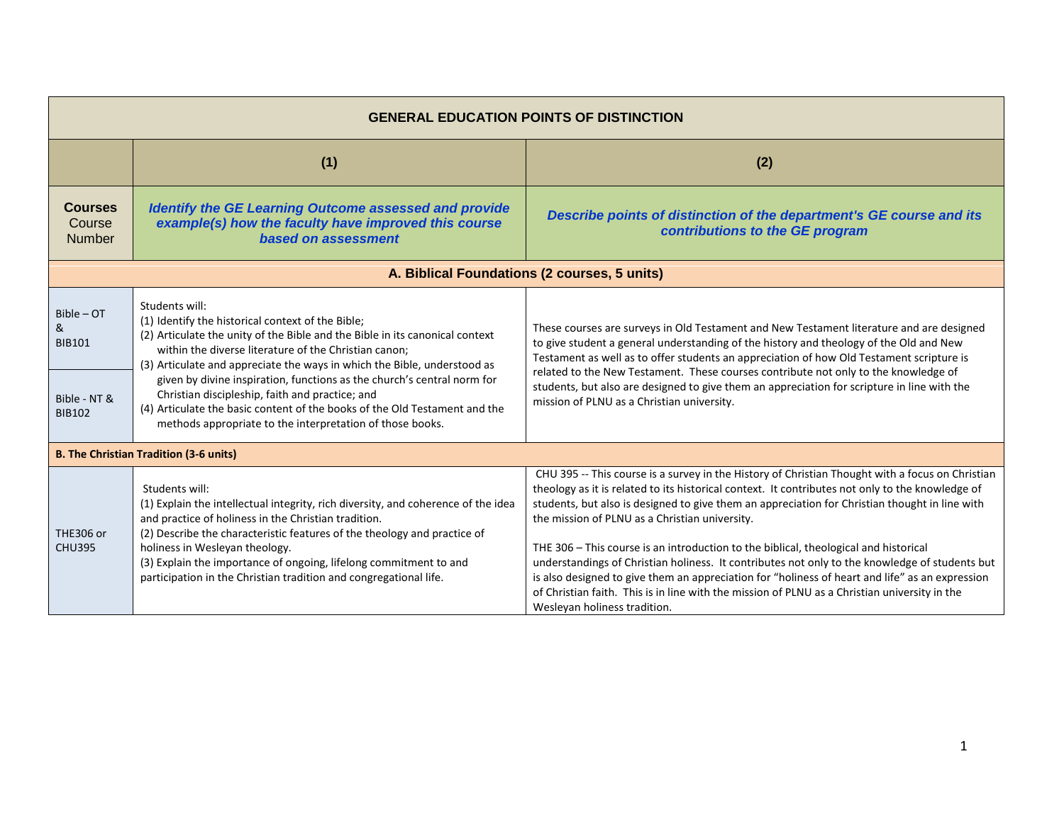| GENERAL EDUCATION POINTS OF DISTINCTION | | |
|---|---|---|
| | (1) | (2) |
| **Courses** Course Number | ***Identify the GE Learning Outcome assessed and provide example(s) how the faculty have improved this course based on assessment*** | ***Describe points of distinction of the department's GE course and its contributions to the GE program*** |
| **A. Biblical Foundations (2 courses, 5 units)** | | |
| Bible – OT & BIB101<br><br>Bible - NT & BIB102 | Students will:<br>(1) Identify the historical context of the Bible;<br>(2) Articulate the unity of the Bible and the Bible in its canonical context within the diverse literature of the Christian canon;<br>(3) Articulate and appreciate the ways in which the Bible, understood as given by divine inspiration, functions as the church's central norm for Christian discipleship, faith and practice; and<br>(4) Articulate the basic content of the books of the Old Testament and the methods appropriate to the interpretation of those books. | These courses are surveys in Old Testament and New Testament literature and are designed to give student a general understanding of the history and theology of the Old and New Testament as well as to offer students an appreciation of how Old Testament scripture is related to the New Testament. These courses contribute not only to the knowledge of students, but also are designed to give them an appreciation for scripture in line with the mission of PLNU as a Christian university. |
| **B. The Christian Tradition (3-6 units)** | | |
| THE306 or CHU395 | Students will:<br>(1) Explain the intellectual integrity, rich diversity, and coherence of the idea and practice of holiness in the Christian tradition.<br>(2) Describe the characteristic features of the theology and practice of holiness in Wesleyan theology.<br>(3) Explain the importance of ongoing, lifelong commitment to and participation in the Christian tradition and congregational life. | CHU 395 -- This course is a survey in the History of Christian Thought with a focus on Christian theology as it is related to its historical context. It contributes not only to the knowledge of students, but also is designed to give them an appreciation for Christian thought in line with the mission of PLNU as a Christian university.<br><br>THE 306 – This course is an introduction to the biblical, theological and historical understandings of Christian holiness. It contributes not only to the knowledge of students but is also designed to give them an appreciation for "holiness of heart and life" as an expression of Christian faith. This is in line with the mission of PLNU as a Christian university in the Wesleyan holiness tradition. |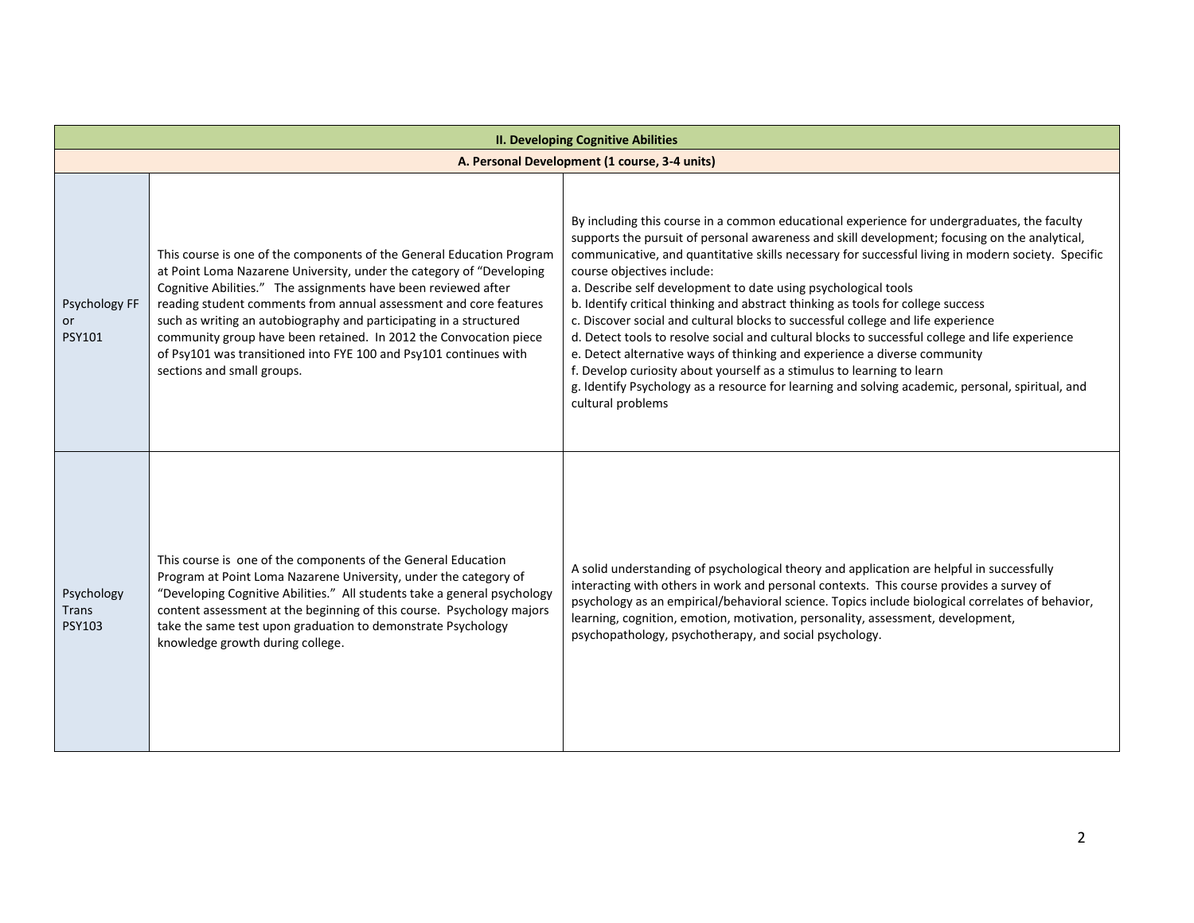| II. Developing Cognitive Abilities | | |
|---|---|---|
| **A. Personal Development (1 course, 3-4 units)** | | |
| Psychology FF or PSY101 | This course is one of the components of the General Education Program at Point Loma Nazarene University, under the category of "Developing Cognitive Abilities." The assignments have been reviewed after reading student comments from annual assessment and core features such as writing an autobiography and participating in a structured community group have been retained. In 2012 the Convocation piece of Psy101 was transitioned into FYE 100 and Psy101 continues with sections and small groups. | By including this course in a common educational experience for undergraduates, the faculty supports the pursuit of personal awareness and skill development; focusing on the analytical, communicative, and quantitative skills necessary for successful living in modern society. Specific course objectives include:<br>a. Describe self development to date using psychological tools<br>b. Identify critical thinking and abstract thinking as tools for college success<br>c. Discover social and cultural blocks to successful college and life experience<br>d. Detect tools to resolve social and cultural blocks to successful college and life experience<br>e. Detect alternative ways of thinking and experience a diverse community<br>f. Develop curiosity about yourself as a stimulus to learning to learn<br>g. Identify Psychology as a resource for learning and solving academic, personal, spiritual, and cultural problems |
| Psychology Trans PSY103 | This course is one of the components of the General Education Program at Point Loma Nazarene University, under the category of "Developing Cognitive Abilities." All students take a general psychology content assessment at the beginning of this course. Psychology majors take the same test upon graduation to demonstrate Psychology knowledge growth during college. | A solid understanding of psychological theory and application are helpful in successfully interacting with others in work and personal contexts. This course provides a survey of psychology as an empirical/behavioral science. Topics include biological correlates of behavior, learning, cognition, emotion, motivation, personality, assessment, development, psychopathology, psychotherapy, and social psychology. |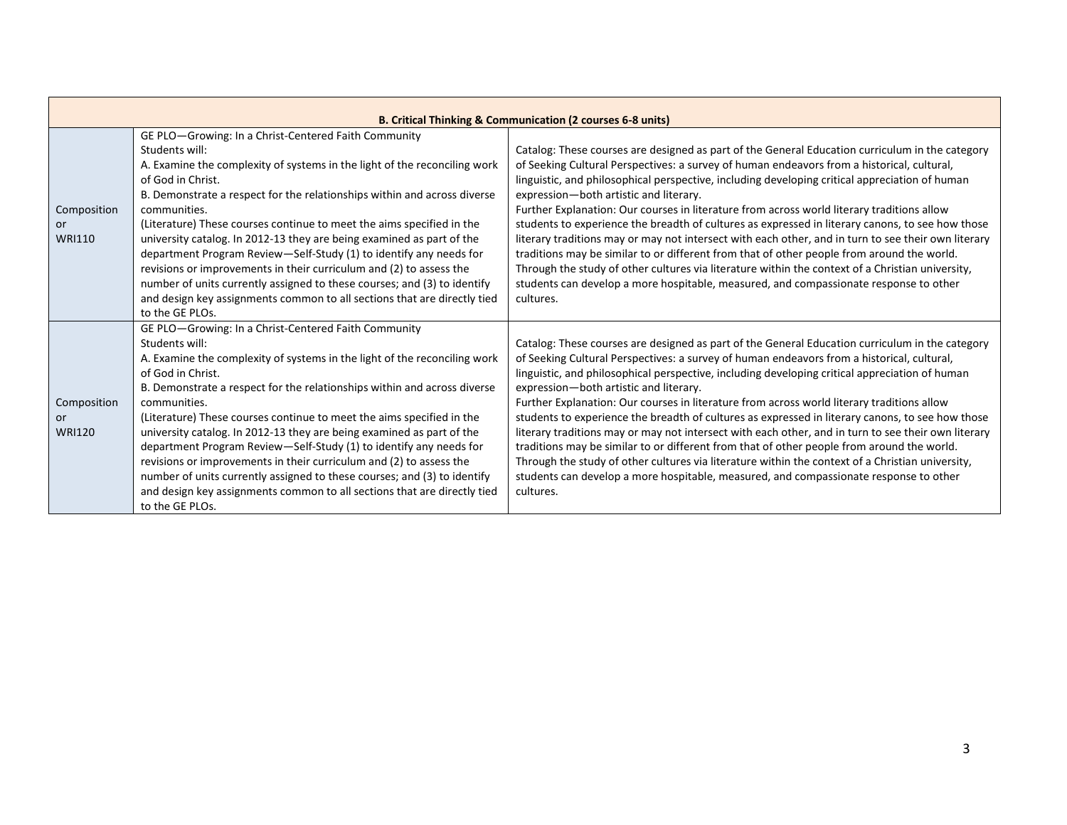| B. Critical Thinking & Communication (2 courses 6-8 units) | | |
|---|---|---|
| Composition or WRI110 | GE PLO—Growing: In a Christ-Centered Faith Community<br>Students will:<br>A. Examine the complexity of systems in the light of the reconciling work of God in Christ.<br>B. Demonstrate a respect for the relationships within and across diverse communities.<br>(Literature) These courses continue to meet the aims specified in the university catalog. In 2012-13 they are being examined as part of the department Program Review—Self-Study (1) to identify any needs for revisions or improvements in their curriculum and (2) to assess the number of units currently assigned to these courses; and (3) to identify and design key assignments common to all sections that are directly tied to the GE PLOs. | Catalog: These courses are designed as part of the General Education curriculum in the category of Seeking Cultural Perspectives: a survey of human endeavors from a historical, cultural, linguistic, and philosophical perspective, including developing critical appreciation of human expression—both artistic and literary.<br>Further Explanation: Our courses in literature from across world literary traditions allow students to experience the breadth of cultures as expressed in literary canons, to see how those literary traditions may or may not intersect with each other, and in turn to see their own literary traditions may be similar to or different from that of other people from around the world. Through the study of other cultures via literature within the context of a Christian university, students can develop a more hospitable, measured, and compassionate response to other cultures. |
| Composition or WRI120 | GE PLO—Growing: In a Christ-Centered Faith Community<br>Students will:<br>A. Examine the complexity of systems in the light of the reconciling work of God in Christ.<br>B. Demonstrate a respect for the relationships within and across diverse communities.<br>(Literature) These courses continue to meet the aims specified in the university catalog. In 2012-13 they are being examined as part of the department Program Review—Self-Study (1) to identify any needs for revisions or improvements in their curriculum and (2) to assess the number of units currently assigned to these courses; and (3) to identify and design key assignments common to all sections that are directly tied to the GE PLOs. | Catalog: These courses are designed as part of the General Education curriculum in the category of Seeking Cultural Perspectives: a survey of human endeavors from a historical, cultural, linguistic, and philosophical perspective, including developing critical appreciation of human expression—both artistic and literary.<br>Further Explanation: Our courses in literature from across world literary traditions allow students to experience the breadth of cultures as expressed in literary canons, to see how those literary traditions may or may not intersect with each other, and in turn to see their own literary traditions may be similar to or different from that of other people from around the world. Through the study of other cultures via literature within the context of a Christian university, students can develop a more hospitable, measured, and compassionate response to other cultures. |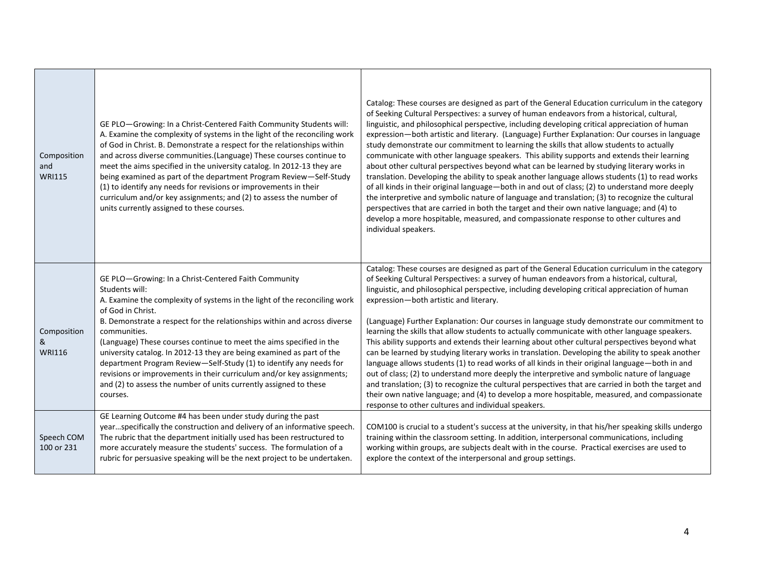| | | |
|---|---|---|
| Composition and WRI115 | GE PLO—Growing: In a Christ-Centered Faith Community Students will: A. Examine the complexity of systems in the light of the reconciling work of God in Christ. B. Demonstrate a respect for the relationships within and across diverse communities.(Language) These courses continue to meet the aims specified in the university catalog. In 2012-13 they are being examined as part of the department Program Review—Self-Study (1) to identify any needs for revisions or improvements in their curriculum and/or key assignments; and (2) to assess the number of units currently assigned to these courses. | Catalog: These courses are designed as part of the General Education curriculum in the category of Seeking Cultural Perspectives: a survey of human endeavors from a historical, cultural, linguistic, and philosophical perspective, including developing critical appreciation of human expression—both artistic and literary. (Language) Further Explanation: Our courses in language study demonstrate our commitment to learning the skills that allow students to actually communicate with other language speakers. This ability supports and extends their learning about other cultural perspectives beyond what can be learned by studying literary works in translation. Developing the ability to speak another language allows students (1) to read works of all kinds in their original language—both in and out of class; (2) to understand more deeply the interpretive and symbolic nature of language and translation; (3) to recognize the cultural perspectives that are carried in both the target and their own native language; and (4) to develop a more hospitable, measured, and compassionate response to other cultures and individual speakers. |
| Composition & WRI116 | GE PLO—Growing: In a Christ-Centered Faith Community<br>Students will:<br>A. Examine the complexity of systems in the light of the reconciling work of God in Christ.<br>B. Demonstrate a respect for the relationships within and across diverse communities.<br>(Language) These courses continue to meet the aims specified in the university catalog. In 2012-13 they are being examined as part of the department Program Review—Self-Study (1) to identify any needs for revisions or improvements in their curriculum and/or key assignments; and (2) to assess the number of units currently assigned to these courses. | Catalog: These courses are designed as part of the General Education curriculum in the category of Seeking Cultural Perspectives: a survey of human endeavors from a historical, cultural, linguistic, and philosophical perspective, including developing critical appreciation of human expression—both artistic and literary.<br><br>(Language) Further Explanation: Our courses in language study demonstrate our commitment to learning the skills that allow students to actually communicate with other language speakers. This ability supports and extends their learning about other cultural perspectives beyond what can be learned by studying literary works in translation. Developing the ability to speak another language allows students (1) to read works of all kinds in their original language—both in and out of class; (2) to understand more deeply the interpretive and symbolic nature of language and translation; (3) to recognize the cultural perspectives that are carried in both the target and their own native language; and (4) to develop a more hospitable, measured, and compassionate response to other cultures and individual speakers. |
| Speech COM 100 or 231 | GE Learning Outcome #4 has been under study during the past year…specifically the construction and delivery of an informative speech. The rubric that the department initially used has been restructured to more accurately measure the students' success. The formulation of a rubric for persuasive speaking will be the next project to be undertaken. | COM100 is crucial to a student's success at the university, in that his/her speaking skills undergo training within the classroom setting. In addition, interpersonal communications, including working within groups, are subjects dealt with in the course. Practical exercises are used to explore the context of the interpersonal and group settings. |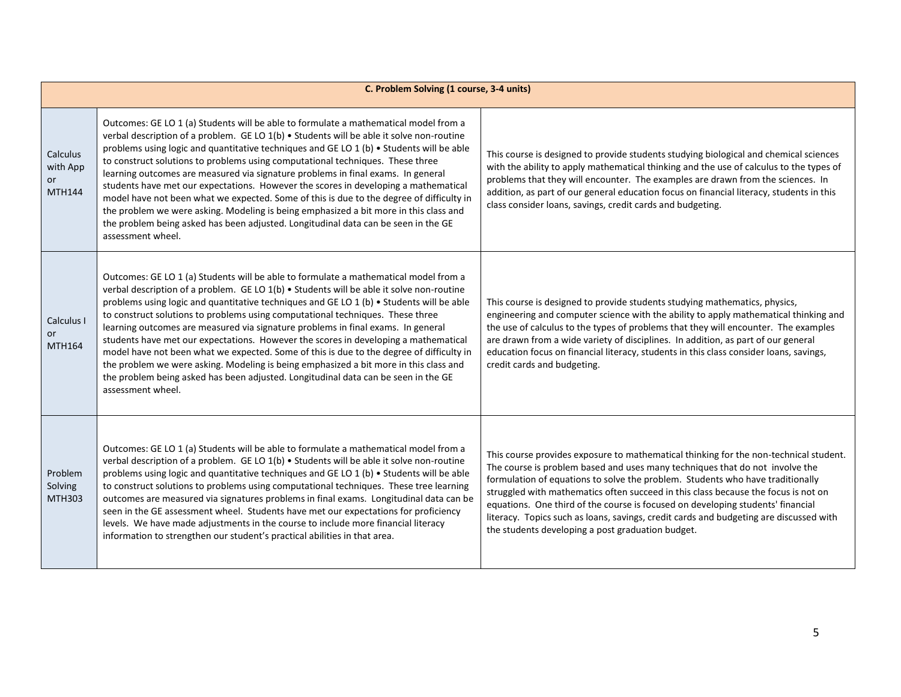| C. Problem Solving (1 course, 3-4 units) | | |
|---|---|---|
| Calculus with App or MTH144 | Outcomes: GE LO 1 (a) Students will be able to formulate a mathematical model from a verbal description of a problem. GE LO 1(b) • Students will be able it solve non-routine problems using logic and quantitative techniques and GE LO 1 (b) • Students will be able to construct solutions to problems using computational techniques. These three learning outcomes are measured via signature problems in final exams. In general students have met our expectations. However the scores in developing a mathematical model have not been what we expected. Some of this is due to the degree of difficulty in the problem we were asking. Modeling is being emphasized a bit more in this class and the problem being asked has been adjusted. Longitudinal data can be seen in the GE assessment wheel. | This course is designed to provide students studying biological and chemical sciences with the ability to apply mathematical thinking and the use of calculus to the types of problems that they will encounter. The examples are drawn from the sciences. In addition, as part of our general education focus on financial literacy, students in this class consider loans, savings, credit cards and budgeting. |
| Calculus I or MTH164 | Outcomes: GE LO 1 (a) Students will be able to formulate a mathematical model from a verbal description of a problem. GE LO 1(b) • Students will be able it solve non-routine problems using logic and quantitative techniques and GE LO 1 (b) • Students will be able to construct solutions to problems using computational techniques. These three learning outcomes are measured via signature problems in final exams. In general students have met our expectations. However the scores in developing a mathematical model have not been what we expected. Some of this is due to the degree of difficulty in the problem we were asking. Modeling is being emphasized a bit more in this class and the problem being asked has been adjusted. Longitudinal data can be seen in the GE assessment wheel. | This course is designed to provide students studying mathematics, physics, engineering and computer science with the ability to apply mathematical thinking and the use of calculus to the types of problems that they will encounter. The examples are drawn from a wide variety of disciplines. In addition, as part of our general education focus on financial literacy, students in this class consider loans, savings, credit cards and budgeting. |
| Problem Solving MTH303 | Outcomes: GE LO 1 (a) Students will be able to formulate a mathematical model from a verbal description of a problem. GE LO 1(b) • Students will be able it solve non-routine problems using logic and quantitative techniques and GE LO 1 (b) • Students will be able to construct solutions to problems using computational techniques. These tree learning outcomes are measured via signatures problems in final exams. Longitudinal data can be seen in the GE assessment wheel. Students have met our expectations for proficiency levels. We have made adjustments in the course to include more financial literacy information to strengthen our student's practical abilities in that area. | This course provides exposure to mathematical thinking for the non-technical student. The course is problem based and uses many techniques that do not involve the formulation of equations to solve the problem. Students who have traditionally struggled with mathematics often succeed in this class because the focus is not on equations. One third of the course is focused on developing students' financial literacy. Topics such as loans, savings, credit cards and budgeting are discussed with the students developing a post graduation budget. |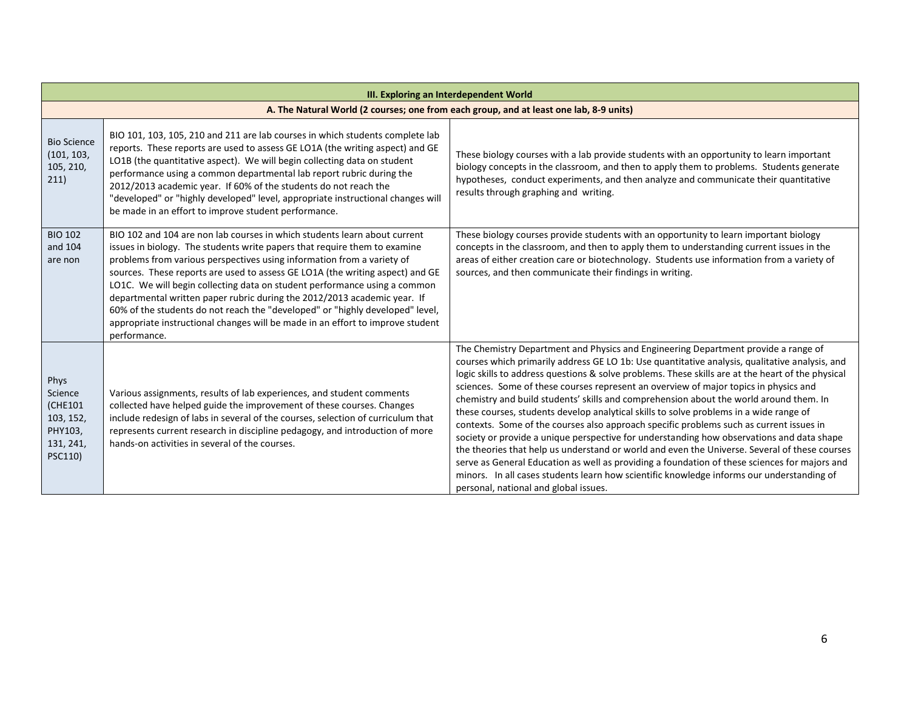| III. Exploring an Interdependent World | | |
|---|---|---|
| **A. The Natural World (2 courses; one from each group, and at least one lab, 8-9 units)** | | |
| Bio Science (101, 103, 105, 210, 211) | BIO 101, 103, 105, 210 and 211 are lab courses in which students complete lab reports. These reports are used to assess GE LO1A (the writing aspect) and GE LO1B (the quantitative aspect). We will begin collecting data on student performance using a common departmental lab report rubric during the 2012/2013 academic year. If 60% of the students do not reach the "developed" or "highly developed" level, appropriate instructional changes will be made in an effort to improve student performance. | These biology courses with a lab provide students with an opportunity to learn important biology concepts in the classroom, and then to apply them to problems. Students generate hypotheses, conduct experiments, and then analyze and communicate their quantitative results through graphing and writing. |
| BIO 102 and 104 are non | BIO 102 and 104 are non lab courses in which students learn about current issues in biology. The students write papers that require them to examine problems from various perspectives using information from a variety of sources. These reports are used to assess GE LO1A (the writing aspect) and GE LO1C. We will begin collecting data on student performance using a common departmental written paper rubric during the 2012/2013 academic year. If 60% of the students do not reach the "developed" or "highly developed" level, appropriate instructional changes will be made in an effort to improve student performance. | These biology courses provide students with an opportunity to learn important biology concepts in the classroom, and then to apply them to understanding current issues in the areas of either creation care or biotechnology. Students use information from a variety of sources, and then communicate their findings in writing. |
| Phys Science (CHE101 103, 152, PHY103, 131, 241, PSC110) | Various assignments, results of lab experiences, and student comments collected have helped guide the improvement of these courses. Changes include redesign of labs in several of the courses, selection of curriculum that represents current research in discipline pedagogy, and introduction of more hands-on activities in several of the courses. | The Chemistry Department and Physics and Engineering Department provide a range of courses which primarily address GE LO 1b: Use quantitative analysis, qualitative analysis, and logic skills to address questions & solve problems. These skills are at the heart of the physical sciences. Some of these courses represent an overview of major topics in physics and chemistry and build students' skills and comprehension about the world around them. In these courses, students develop analytical skills to solve problems in a wide range of contexts. Some of the courses also approach specific problems such as current issues in society or provide a unique perspective for understanding how observations and data shape the theories that help us understand or world and even the Universe. Several of these courses serve as General Education as well as providing a foundation of these sciences for majors and minors. In all cases students learn how scientific knowledge informs our understanding of personal, national and global issues. |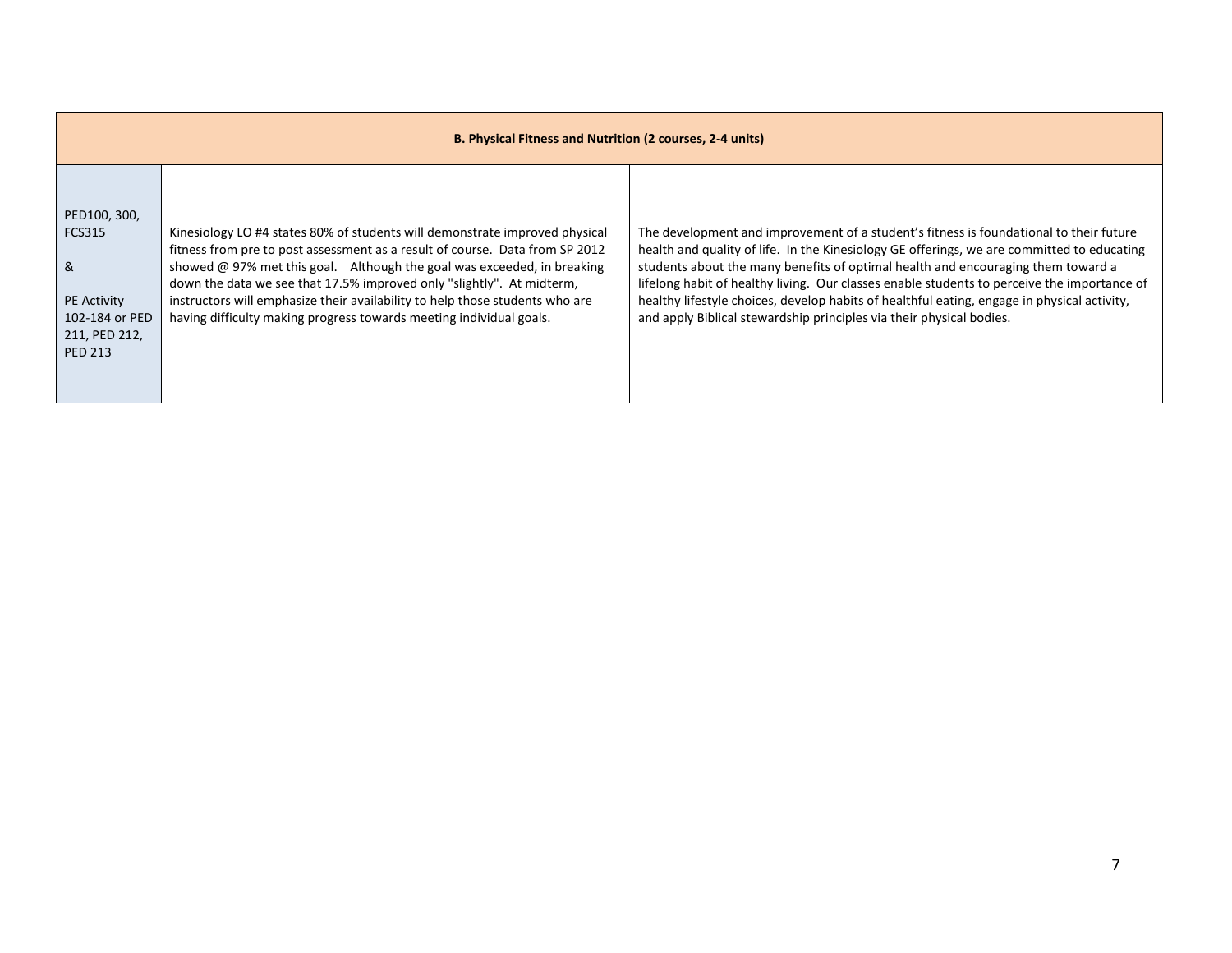| B. Physical Fitness and Nutrition (2 courses, 2-4 units) | | |
|---|---|---|
| PED100, 300, FCS315<br><br>&<br><br>PE Activity 102-184 or PED 211, PED 212, PED 213 | Kinesiology LO #4 states 80% of students will demonstrate improved physical fitness from pre to post assessment as a result of course. Data from SP 2012 showed @ 97% met this goal. Although the goal was exceeded, in breaking down the data we see that 17.5% improved only "slightly". At midterm, instructors will emphasize their availability to help those students who are having difficulty making progress towards meeting individual goals. | The development and improvement of a student's fitness is foundational to their future health and quality of life. In the Kinesiology GE offerings, we are committed to educating students about the many benefits of optimal health and encouraging them toward a lifelong habit of healthy living. Our classes enable students to perceive the importance of healthy lifestyle choices, develop habits of healthful eating, engage in physical activity, and apply Biblical stewardship principles via their physical bodies. |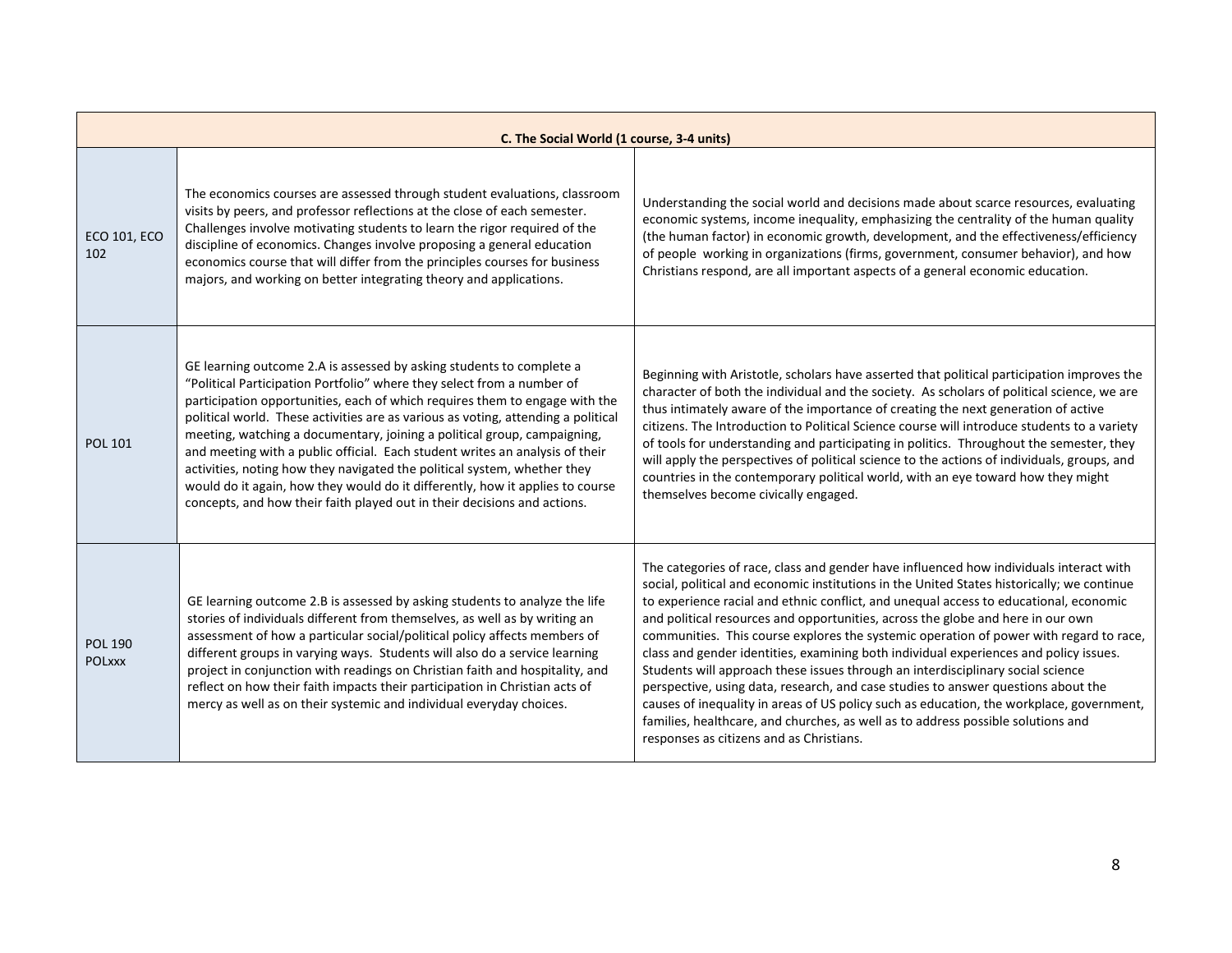| C. The Social World (1 course, 3-4 units) | | |
|---|---|---|
| ECO 101, ECO 102 | The economics courses are assessed through student evaluations, classroom visits by peers, and professor reflections at the close of each semester. Challenges involve motivating students to learn the rigor required of the discipline of economics. Changes involve proposing a general education economics course that will differ from the principles courses for business majors, and working on better integrating theory and applications. | Understanding the social world and decisions made about scarce resources, evaluating economic systems, income inequality, emphasizing the centrality of the human quality (the human factor) in economic growth, development, and the effectiveness/efficiency of people working in organizations (firms, government, consumer behavior), and how Christians respond, are all important aspects of a general economic education. |
| POL 101 | GE learning outcome 2.A is assessed by asking students to complete a "Political Participation Portfolio" where they select from a number of participation opportunities, each of which requires them to engage with the political world. These activities are as various as voting, attending a political meeting, watching a documentary, joining a political group, campaigning, and meeting with a public official. Each student writes an analysis of their activities, noting how they navigated the political system, whether they would do it again, how they would do it differently, how it applies to course concepts, and how their faith played out in their decisions and actions. | Beginning with Aristotle, scholars have asserted that political participation improves the character of both the individual and the society. As scholars of political science, we are thus intimately aware of the importance of creating the next generation of active citizens. The Introduction to Political Science course will introduce students to a variety of tools for understanding and participating in politics. Throughout the semester, they will apply the perspectives of political science to the actions of individuals, groups, and countries in the contemporary political world, with an eye toward how they might themselves become civically engaged. |
| POL 190 POLxxx | GE learning outcome 2.B is assessed by asking students to analyze the life stories of individuals different from themselves, as well as by writing an assessment of how a particular social/political policy affects members of different groups in varying ways. Students will also do a service learning project in conjunction with readings on Christian faith and hospitality, and reflect on how their faith impacts their participation in Christian acts of mercy as well as on their systemic and individual everyday choices. | The categories of race, class and gender have influenced how individuals interact with social, political and economic institutions in the United States historically; we continue to experience racial and ethnic conflict, and unequal access to educational, economic and political resources and opportunities, across the globe and here in our own communities. This course explores the systemic operation of power with regard to race, class and gender identities, examining both individual experiences and policy issues. Students will approach these issues through an interdisciplinary social science perspective, using data, research, and case studies to answer questions about the causes of inequality in areas of US policy such as education, the workplace, government, families, healthcare, and churches, as well as to address possible solutions and responses as citizens and as Christians. |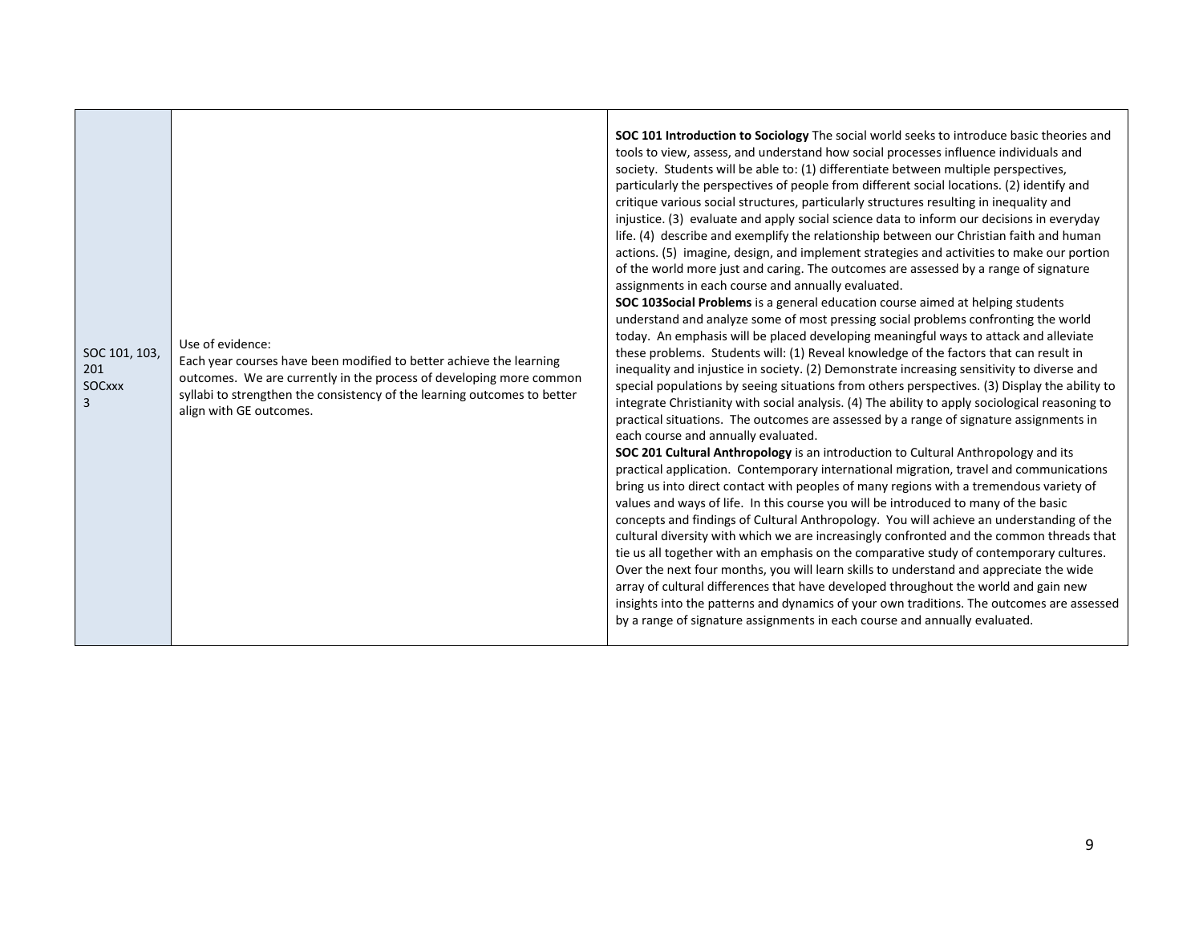| | | |
|---|---|---|
| SOC 101, 103, 201<br>SOCxxx<br>3 | Use of evidence:<br>Each year courses have been modified to better achieve the learning outcomes. We are currently in the process of developing more common syllabi to strengthen the consistency of the learning outcomes to better align with GE outcomes. | **SOC 101 Introduction to Sociology** The social world seeks to introduce basic theories and tools to view, assess, and understand how social processes influence individuals and society. Students will be able to: (1) differentiate between multiple perspectives, particularly the perspectives of people from different social locations. (2) identify and critique various social structures, particularly structures resulting in inequality and injustice. (3) evaluate and apply social science data to inform our decisions in everyday life. (4) describe and exemplify the relationship between our Christian faith and human actions. (5) imagine, design, and implement strategies and activities to make our portion of the world more just and caring. The outcomes are assessed by a range of signature assignments in each course and annually evaluated.<br>**SOC 103Social Problems** is a general education course aimed at helping students understand and analyze some of most pressing social problems confronting the world today. An emphasis will be placed developing meaningful ways to attack and alleviate these problems. Students will: (1) Reveal knowledge of the factors that can result in inequality and injustice in society. (2) Demonstrate increasing sensitivity to diverse and special populations by seeing situations from others perspectives. (3) Display the ability to integrate Christianity with social analysis. (4) The ability to apply sociological reasoning to practical situations. The outcomes are assessed by a range of signature assignments in each course and annually evaluated.<br>**SOC 201 Cultural Anthropology** is an introduction to Cultural Anthropology and its practical application. Contemporary international migration, travel and communications bring us into direct contact with peoples of many regions with a tremendous variety of values and ways of life. In this course you will be introduced to many of the basic concepts and findings of Cultural Anthropology. You will achieve an understanding of the cultural diversity with which we are increasingly confronted and the common threads that tie us all together with an emphasis on the comparative study of contemporary cultures. Over the next four months, you will learn skills to understand and appreciate the wide array of cultural differences that have developed throughout the world and gain new insights into the patterns and dynamics of your own traditions. The outcomes are assessed by a range of signature assignments in each course and annually evaluated. |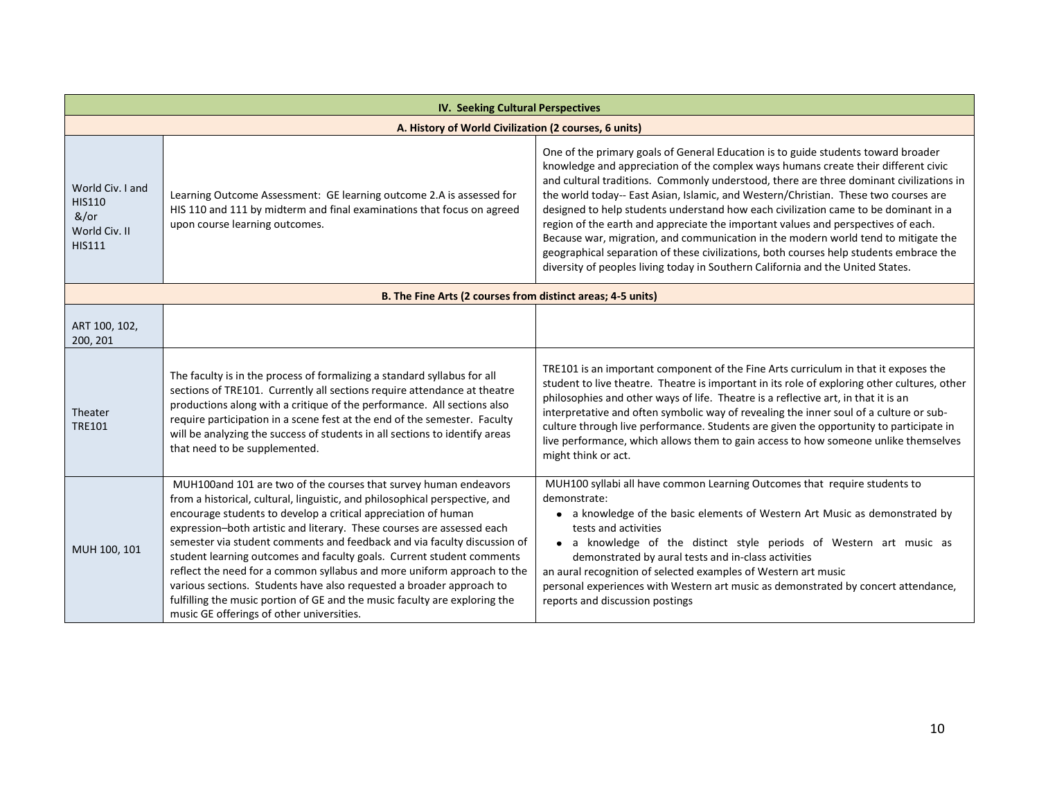| IV. Seeking Cultural Perspectives | | |
|---|---|---|
| **A. History of World Civilization (2 courses, 6 units)** | | |
| World Civ. I and HIS110 &/or World Civ. II HIS111 | Learning Outcome Assessment: GE learning outcome 2.A is assessed for HIS 110 and 111 by midterm and final examinations that focus on agreed upon course learning outcomes. | One of the primary goals of General Education is to guide students toward broader knowledge and appreciation of the complex ways humans create their different civic and cultural traditions. Commonly understood, there are three dominant civilizations in the world today-- East Asian, Islamic, and Western/Christian. These two courses are designed to help students understand how each civilization came to be dominant in a region of the earth and appreciate the important values and perspectives of each. Because war, migration, and communication in the modern world tend to mitigate the geographical separation of these civilizations, both courses help students embrace the diversity of peoples living today in Southern California and the United States. |
| **B. The Fine Arts (2 courses from distinct areas; 4-5 units)** | | |
| ART 100, 102, 200, 201 | | |
| Theater TRE101 | The faculty is in the process of formalizing a standard syllabus for all sections of TRE101. Currently all sections require attendance at theatre productions along with a critique of the performance. All sections also require participation in a scene fest at the end of the semester. Faculty will be analyzing the success of students in all sections to identify areas that need to be supplemented. | TRE101 is an important component of the Fine Arts curriculum in that it exposes the student to live theatre. Theatre is important in its role of exploring other cultures, other philosophies and other ways of life. Theatre is a reflective art, in that it is an interpretative and often symbolic way of revealing the inner soul of a culture or sub-culture through live performance. Students are given the opportunity to participate in live performance, which allows them to gain access to how someone unlike themselves might think or act. |
| MUH 100, 101 | MUH100and 101 are two of the courses that survey human endeavors from a historical, cultural, linguistic, and philosophical perspective, and encourage students to develop a critical appreciation of human expression–both artistic and literary. These courses are assessed each semester via student comments and feedback and via faculty discussion of student learning outcomes and faculty goals. Current student comments reflect the need for a common syllabus and more uniform approach to the various sections. Students have also requested a broader approach to fulfilling the music portion of GE and the music faculty are exploring the music GE offerings of other universities. | MUH100 syllabi all have common Learning Outcomes that require students to demonstrate:<br>• a knowledge of the basic elements of Western Art Music as demonstrated by tests and activities<br>• a knowledge of the distinct style periods of Western art music as demonstrated by aural tests and in-class activities<br>an aural recognition of selected examples of Western art music<br>personal experiences with Western art music as demonstrated by concert attendance, reports and discussion postings |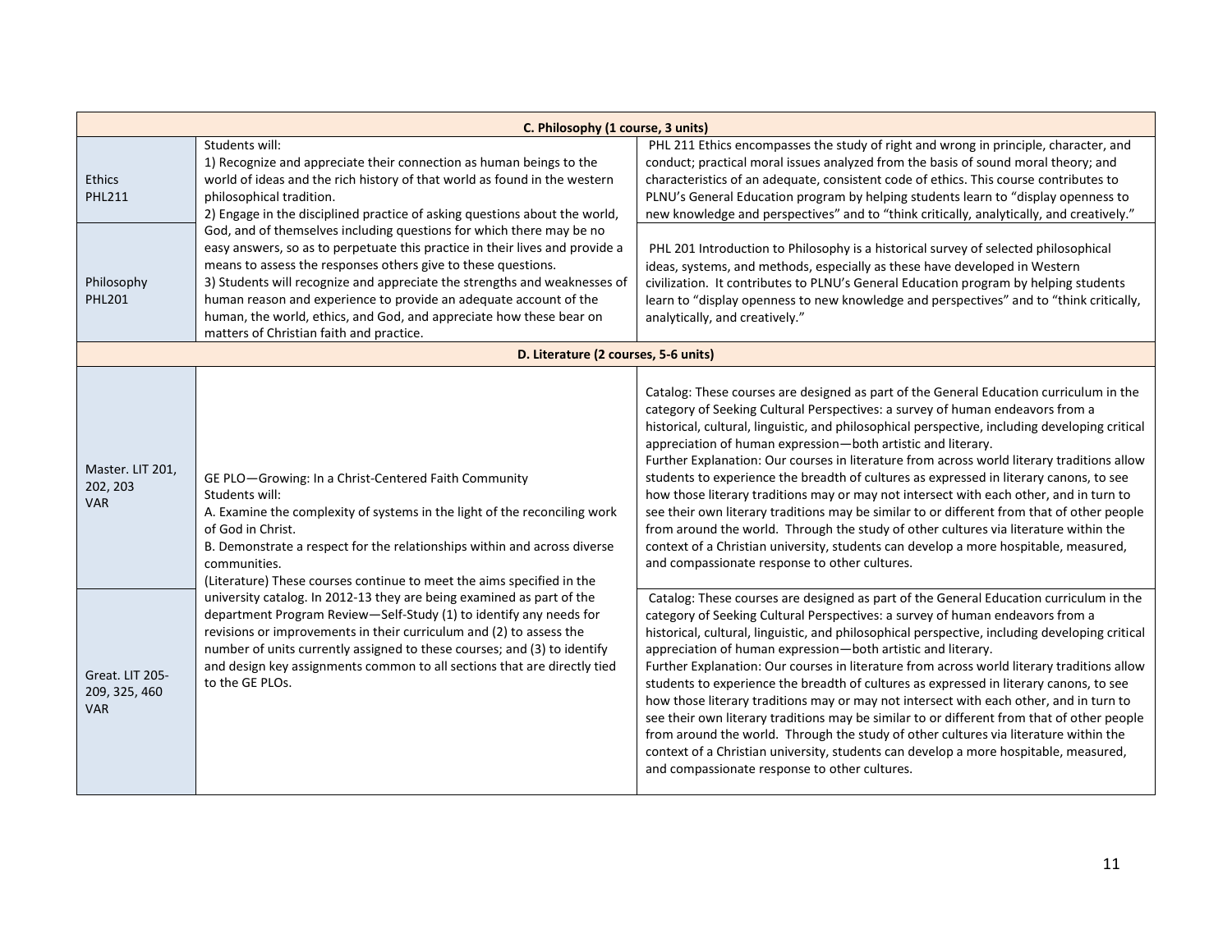| C. Philosophy (1 course, 3 units) | | |
|---|---|---|
| Ethics PHL211 | Students will:<br>1) Recognize and appreciate their connection as human beings to the world of ideas and the rich history of that world as found in the western philosophical tradition.<br>2) Engage in the disciplined practice of asking questions about the world, God, and of themselves including questions for which there may be no easy answers, so as to perpetuate this practice in their lives and provide a means to assess the responses others give to these questions.<br>3) Students will recognize and appreciate the strengths and weaknesses of human reason and experience to provide an adequate account of the human, the world, ethics, and God, and appreciate how these bear on matters of Christian faith and practice. | PHL 211 Ethics encompasses the study of right and wrong in principle, character, and conduct; practical moral issues analyzed from the basis of sound moral theory; and characteristics of an adequate, consistent code of ethics. This course contributes to PLNU's General Education program by helping students learn to "display openness to new knowledge and perspectives" and to "think critically, analytically, and creatively." |
| Philosophy PHL201 | | PHL 201 Introduction to Philosophy is a historical survey of selected philosophical ideas, systems, and methods, especially as these have developed in Western civilization. It contributes to PLNU's General Education program by helping students learn to "display openness to new knowledge and perspectives" and to "think critically, analytically, and creatively." |
| **D. Literature (2 courses, 5-6 units)** | | |
| Master. LIT 201, 202, 203 VAR | GE PLO—Growing: In a Christ-Centered Faith Community<br>Students will:<br>A. Examine the complexity of systems in the light of the reconciling work of God in Christ.<br>B. Demonstrate a respect for the relationships within and across diverse communities.<br>(Literature) These courses continue to meet the aims specified in the university catalog. In 2012-13 they are being examined as part of the department Program Review—Self-Study (1) to identify any needs for revisions or improvements in their curriculum and (2) to assess the number of units currently assigned to these courses; and (3) to identify and design key assignments common to all sections that are directly tied to the GE PLOs. | Catalog: These courses are designed as part of the General Education curriculum in the category of Seeking Cultural Perspectives: a survey of human endeavors from a historical, cultural, linguistic, and philosophical perspective, including developing critical appreciation of human expression—both artistic and literary.<br>Further Explanation: Our courses in literature from across world literary traditions allow students to experience the breadth of cultures as expressed in literary canons, to see how those literary traditions may or may not intersect with each other, and in turn to see their own literary traditions may be similar to or different from that of other people from around the world. Through the study of other cultures via literature within the context of a Christian university, students can develop a more hospitable, measured, and compassionate response to other cultures. |
| Great. LIT 205-209, 325, 460 VAR | | Catalog: These courses are designed as part of the General Education curriculum in the category of Seeking Cultural Perspectives: a survey of human endeavors from a historical, cultural, linguistic, and philosophical perspective, including developing critical appreciation of human expression—both artistic and literary.<br>Further Explanation: Our courses in literature from across world literary traditions allow students to experience the breadth of cultures as expressed in literary canons, to see how those literary traditions may or may not intersect with each other, and in turn to see their own literary traditions may be similar to or different from that of other people from around the world. Through the study of other cultures via literature within the context of a Christian university, students can develop a more hospitable, measured, and compassionate response to other cultures. |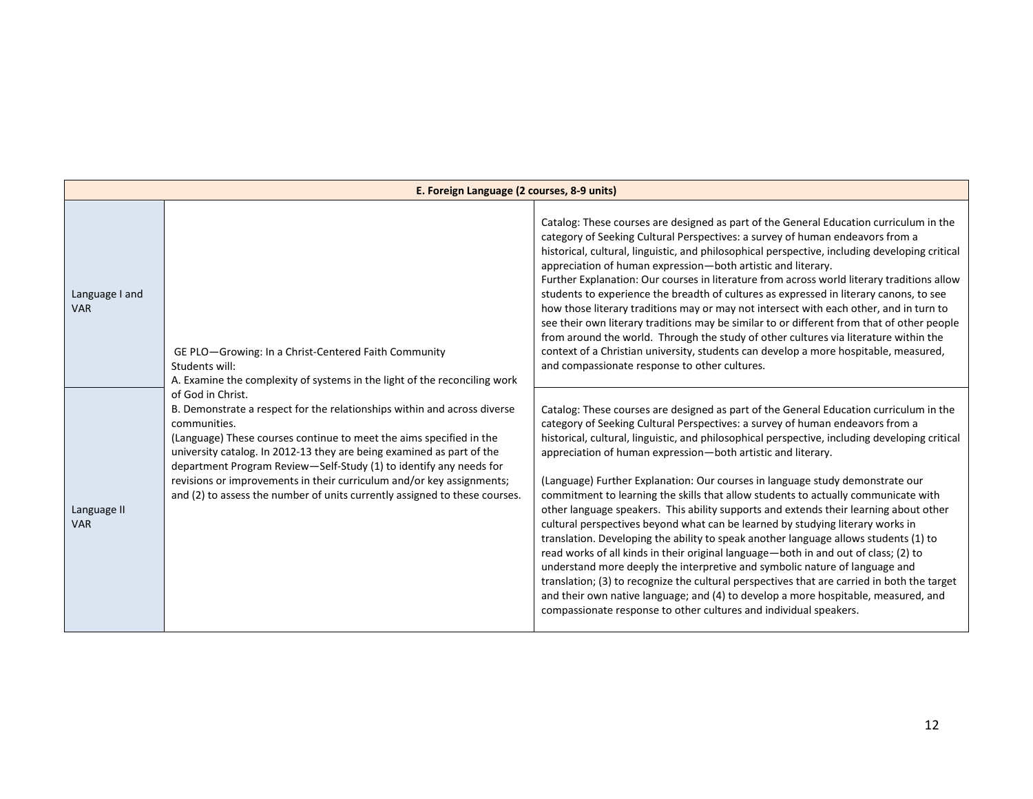| E. Foreign Language (2 courses, 8-9 units) | | |
|---|---|---|
| Language I and VAR | GE PLO—Growing: In a Christ-Centered Faith Community<br>Students will:<br>A. Examine the complexity of systems in the light of the reconciling work of God in Christ.<br>B. Demonstrate a respect for the relationships within and across diverse communities.<br>(Language) These courses continue to meet the aims specified in the university catalog. In 2012-13 they are being examined as part of the department Program Review—Self-Study (1) to identify any needs for revisions or improvements in their curriculum and/or key assignments; and (2) to assess the number of units currently assigned to these courses. | Catalog: These courses are designed as part of the General Education curriculum in the category of Seeking Cultural Perspectives: a survey of human endeavors from a historical, cultural, linguistic, and philosophical perspective, including developing critical appreciation of human expression—both artistic and literary.<br>Further Explanation: Our courses in literature from across world literary traditions allow students to experience the breadth of cultures as expressed in literary canons, to see how those literary traditions may or may not intersect with each other, and in turn to see their own literary traditions may be similar to or different from that of other people from around the world. Through the study of other cultures via literature within the context of a Christian university, students can develop a more hospitable, measured, and compassionate response to other cultures. |
| Language II VAR | | Catalog: These courses are designed as part of the General Education curriculum in the category of Seeking Cultural Perspectives: a survey of human endeavors from a historical, cultural, linguistic, and philosophical perspective, including developing critical appreciation of human expression—both artistic and literary.<br><br>(Language) Further Explanation: Our courses in language study demonstrate our commitment to learning the skills that allow students to actually communicate with other language speakers. This ability supports and extends their learning about other cultural perspectives beyond what can be learned by studying literary works in translation. Developing the ability to speak another language allows students (1) to read works of all kinds in their original language—both in and out of class; (2) to understand more deeply the interpretive and symbolic nature of language and translation; (3) to recognize the cultural perspectives that are carried in both the target and their own native language; and (4) to develop a more hospitable, measured, and compassionate response to other cultures and individual speakers. |